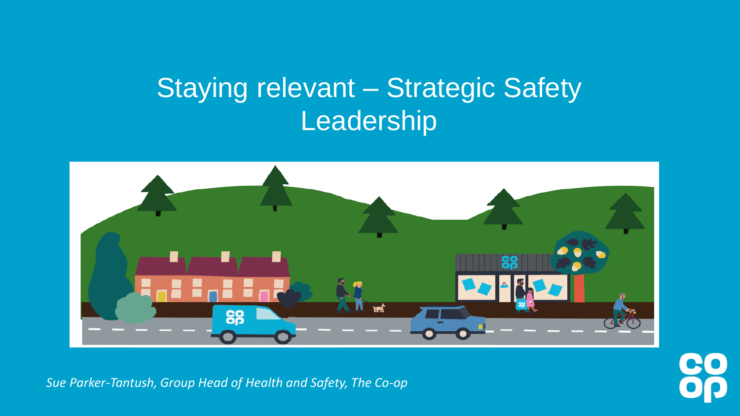# Staying relevant – Strategic Safety Leadership

*Sue Parker-Tantush, Group Head of Health and Safety, The Co-op*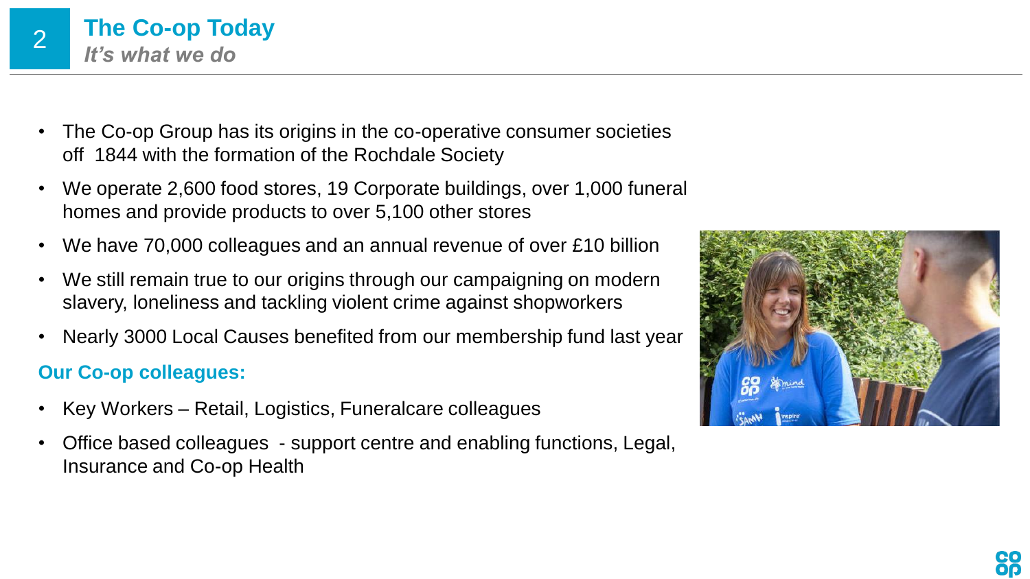# The Co-op Today

***It's what we do***

- The Co-op Group has its origins in the co-operative consumer societies off  1844 with the formation of the Rochdale Society
- We operate 2,600 food stores, 19 Corporate buildings, over 1,000 funeral homes and provide products to over 5,100 other stores
- We have 70,000 colleagues and an annual revenue of over £10 billion
- We still remain true to our origins through our campaigning on modern slavery, loneliness and tackling violent crime against shopworkers
- Nearly 3000 Local Causes benefited from our membership fund last year

## Our Co-op colleagues:

- Key Workers – Retail, Logistics, Funeralcare colleagues
- Office based colleagues  - support centre and enabling functions, Legal, Insurance and Co-op Health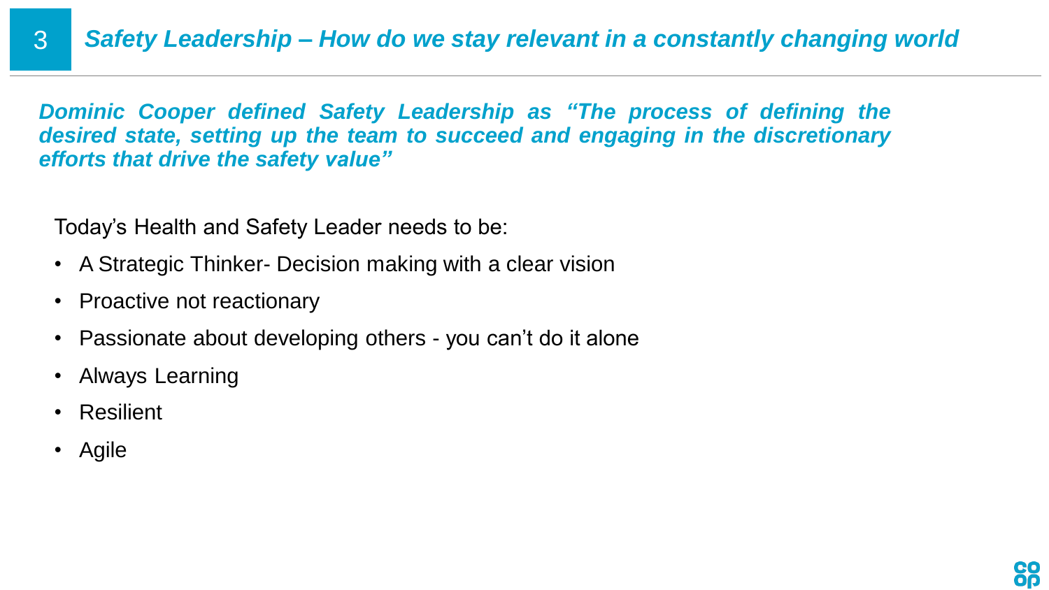## 3 *Safety Leadership – How do we stay relevant in a constantly changing world*

***Dominic Cooper defined Safety Leadership as "The process of defining the desired state, setting up the team to succeed and engaging in the discretionary efforts that drive the safety value"***

Today's Health and Safety Leader needs to be:

- A Strategic Thinker- Decision making with a clear vision
- Proactive not reactionary
- Passionate about developing others - you can't do it alone
- Always Learning
- Resilient
- Agile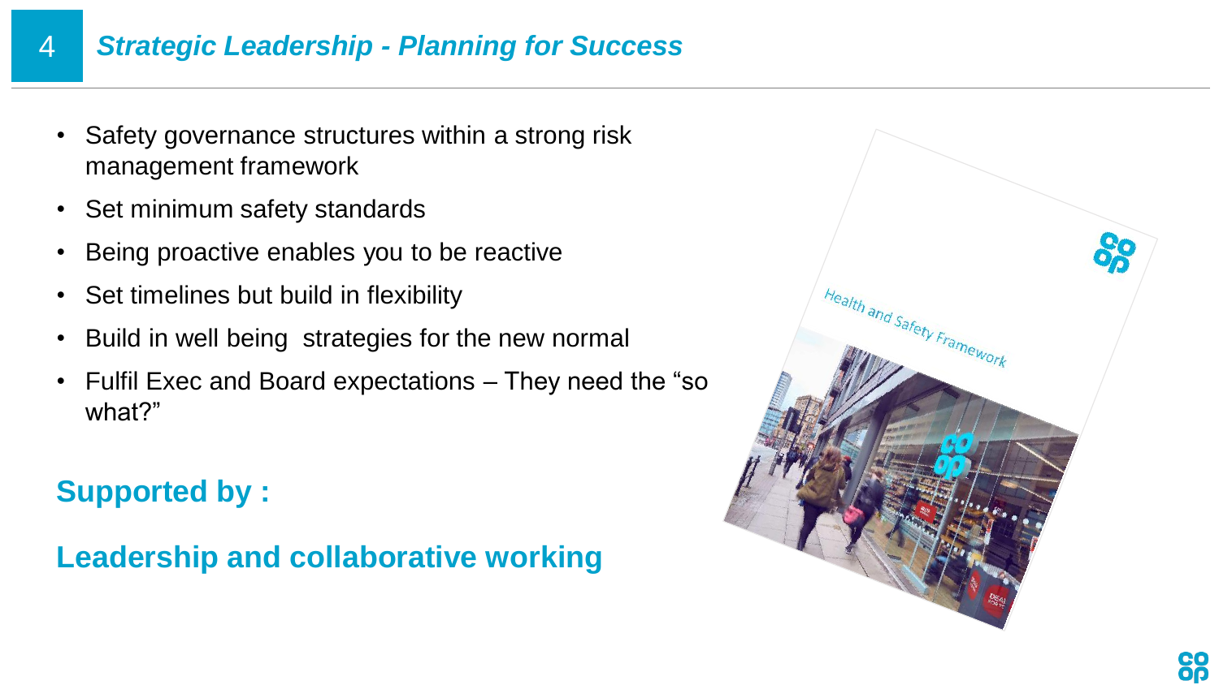## Strategic Leadership - Planning for Success

- Safety governance structures within a strong risk management framework
- Set minimum safety standards
- Being proactive enables you to be reactive
- Set timelines but build in flexibility
- Build in well being strategies for the new normal
- Fulfil Exec and Board expectations – They need the "so what?"

**Supported by :**

**Leadership and collaborative working**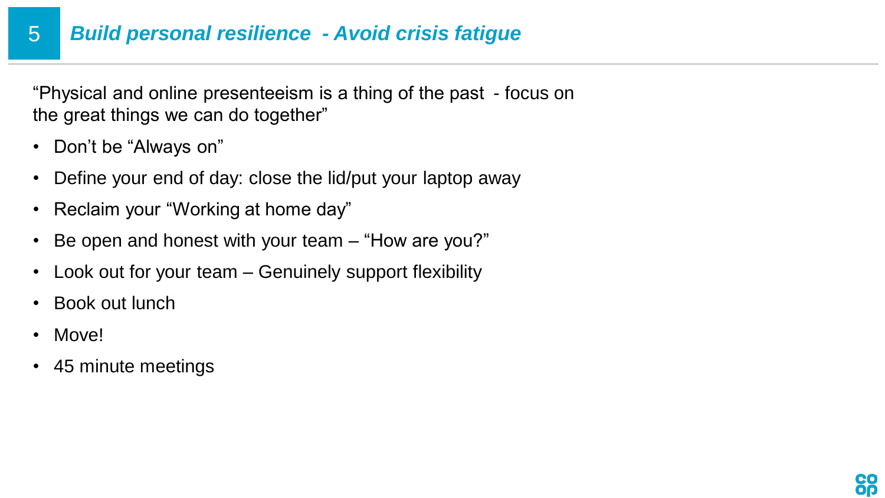## 5 *Build personal resilience - Avoid crisis fatigue*

“Physical and online presenteeism is a thing of the past - focus on the great things we can do together”

- Don’t be “Always on”
- Define your end of day: close the lid/put your laptop away
- Reclaim your “Working at home day”
- Be open and honest with your team – “How are you?”
- Look out for your team – Genuinely support flexibility
- Book out lunch
- Move!
- 45 minute meetings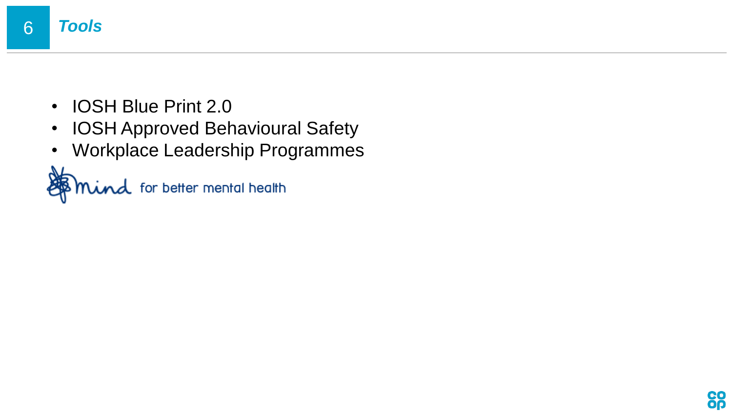## 6 *Tools*

- IOSH Blue Print 2.0
- IOSH Approved Behavioural Safety
- Workplace Leadership Programmes

Mind for better mental health